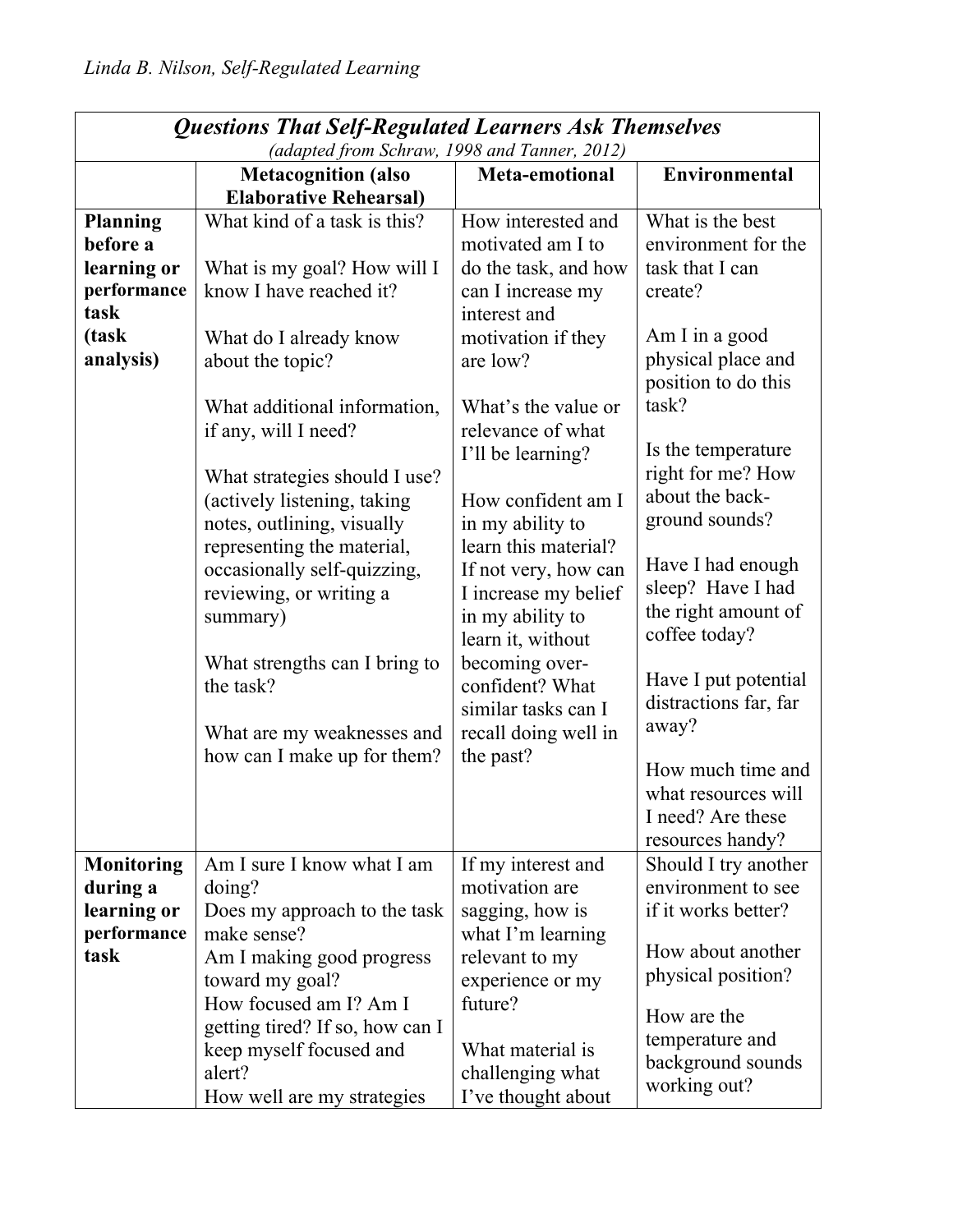*Linda B. Nilson, Self-Regulated Learning*

| ***Questions That Self-Regulated Learners Ask Themselves*** *(adapted from Schraw, 1998 and Tanner, 2012)* | | | |
|---|---|---|---|
| | **Metacognition (also Elaborative Rehearsal)** | **Meta-emotional** | **Environmental** |
| **Planning before a learning or performance task (task analysis)** | What kind of a task is this?<br><br>What is my goal? How will I know I have reached it?<br><br>What do I already know about the topic?<br><br>What additional information, if any, will I need?<br><br>What strategies should I use? (actively listening, taking notes, outlining, visually representing the material, occasionally self-quizzing, reviewing, or writing a summary)<br><br>What strengths can I bring to the task?<br><br>What are my weaknesses and how can I make up for them? | How interested and motivated am I to do the task, and how can I increase my interest and motivation if they are low?<br><br>What's the value or relevance of what I'll be learning?<br><br>How confident am I in my ability to learn this material? If not very, how can I increase my belief in my ability to learn it, without becoming over-confident? What similar tasks can I recall doing well in the past? | What is the best environment for the task that I can create?<br><br>Am I in a good physical place and position to do this task?<br><br>Is the temperature right for me? How about the back-ground sounds?<br><br>Have I had enough sleep? Have I had the right amount of coffee today?<br><br>Have I put potential distractions far, far away?<br><br>How much time and what resources will I need? Are these resources handy? |
| **Monitoring during a learning or performance task** | Am I sure I know what I am doing?<br>Does my approach to the task make sense?<br>Am I making good progress toward my goal?<br>How focused am I? Am I getting tired? If so, how can I keep myself focused and alert?<br>How well are my strategies | If my interest and motivation are sagging, how is what I'm learning relevant to my experience or my future?<br><br>What material is challenging what I've thought about | Should I try another environment to see if it works better?<br><br>How about another physical position?<br><br>How are the temperature and background sounds working out? |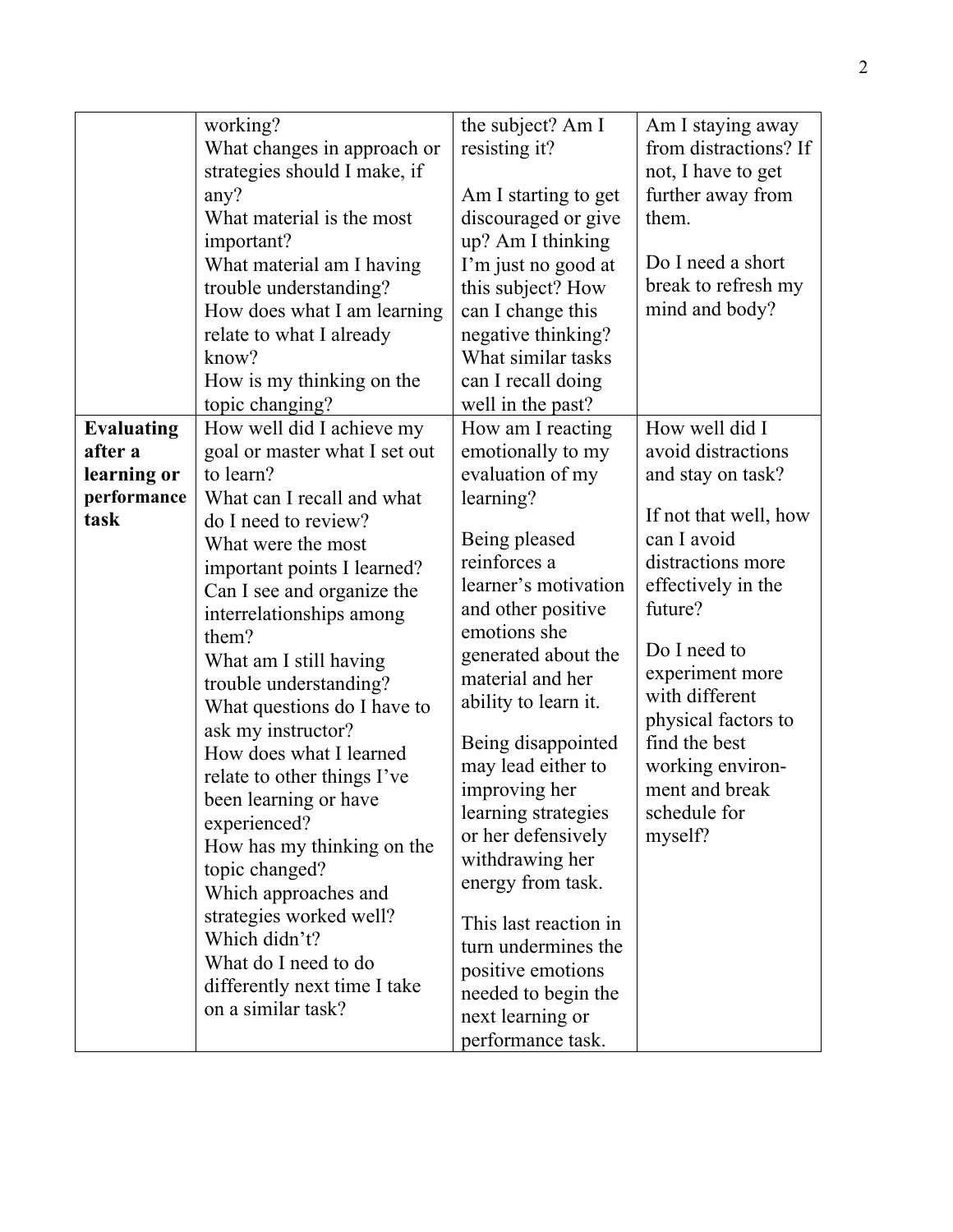|  |  |  |  |
|---|---|---|---|
|  | working?<br>What changes in approach or strategies should I make, if any?<br>What material is the most important?<br>What material am I having trouble understanding?<br>How does what I am learning relate to what I already know?<br>How is my thinking on the topic changing? | the subject? Am I resisting it?<br><br>Am I starting to get discouraged or give up? Am I thinking I'm just no good at this subject? How can I change this negative thinking? What similar tasks can I recall doing well in the past? | Am I staying away from distractions? If not, I have to get further away from them.<br><br>Do I need a short break to refresh my mind and body? |
| **Evaluating after a learning or performance task** | How well did I achieve my goal or master what I set out to learn?<br>What can I recall and what do I need to review?<br>What were the most important points I learned? Can I see and organize the interrelationships among them?<br>What am I still having trouble understanding?<br>What questions do I have to ask my instructor?<br>How does what I learned relate to other things I've been learning or have experienced?<br>How has my thinking on the topic changed?<br>Which approaches and strategies worked well? Which didn't?<br>What do I need to do differently next time I take on a similar task? | How am I reacting emotionally to my evaluation of my learning?<br><br>Being pleased reinforces a learner's motivation and other positive emotions she generated about the material and her ability to learn it.<br><br>Being disappointed may lead either to improving her learning strategies or her defensively withdrawing her energy from task.<br><br>This last reaction in turn undermines the positive emotions needed to begin the next learning or performance task. | How well did I avoid distractions and stay on task?<br><br>If not that well, how can I avoid distractions more effectively in the future?<br><br>Do I need to experiment more with different physical factors to find the best working environment and break schedule for myself? |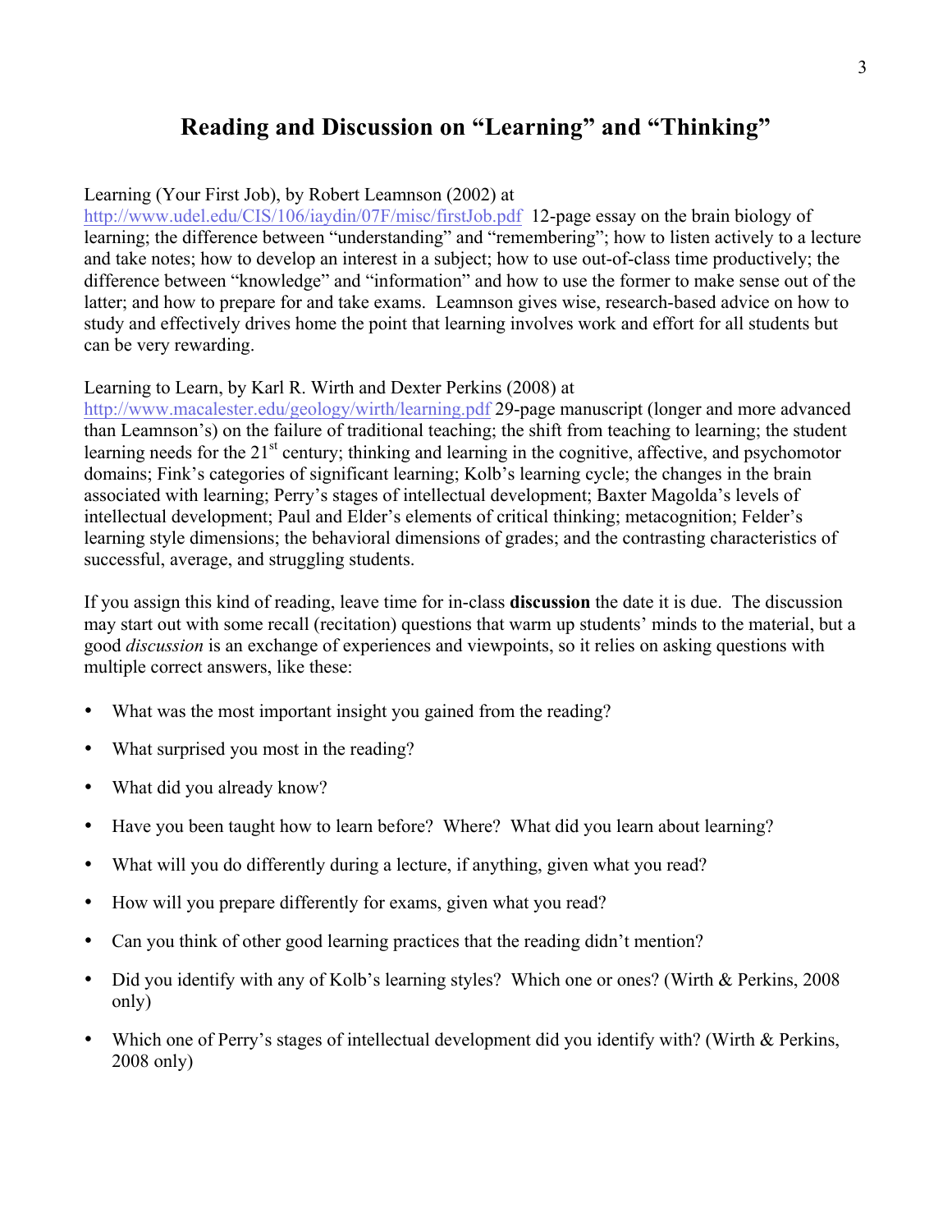# Reading and Discussion on "Learning" and "Thinking"

Learning (Your First Job), by Robert Leamnson (2002) at http://www.udel.edu/CIS/106/iaydin/07F/misc/firstJob.pdf 12-page essay on the brain biology of learning; the difference between "understanding" and "remembering"; how to listen actively to a lecture and take notes; how to develop an interest in a subject; how to use out-of-class time productively; the difference between "knowledge" and "information" and how to use the former to make sense out of the latter; and how to prepare for and take exams. Leamnson gives wise, research-based advice on how to study and effectively drives home the point that learning involves work and effort for all students but can be very rewarding.

Learning to Learn, by Karl R. Wirth and Dexter Perkins (2008) at http://www.macalester.edu/geology/wirth/learning.pdf 29-page manuscript (longer and more advanced than Leamnson's) on the failure of traditional teaching; the shift from teaching to learning; the student learning needs for the 21st century; thinking and learning in the cognitive, affective, and psychomotor domains; Fink's categories of significant learning; Kolb's learning cycle; the changes in the brain associated with learning; Perry's stages of intellectual development; Baxter Magolda's levels of intellectual development; Paul and Elder's elements of critical thinking; metacognition; Felder's learning style dimensions; the behavioral dimensions of grades; and the contrasting characteristics of successful, average, and struggling students.

If you assign this kind of reading, leave time for in-class **discussion** the date it is due. The discussion may start out with some recall (recitation) questions that warm up students' minds to the material, but a good *discussion* is an exchange of experiences and viewpoints, so it relies on asking questions with multiple correct answers, like these:

- What was the most important insight you gained from the reading?
- What surprised you most in the reading?
- What did you already know?
- Have you been taught how to learn before? Where? What did you learn about learning?
- What will you do differently during a lecture, if anything, given what you read?
- How will you prepare differently for exams, given what you read?
- Can you think of other good learning practices that the reading didn't mention?
- Did you identify with any of Kolb's learning styles? Which one or ones? (Wirth & Perkins, 2008 only)
- Which one of Perry's stages of intellectual development did you identify with? (Wirth & Perkins, 2008 only)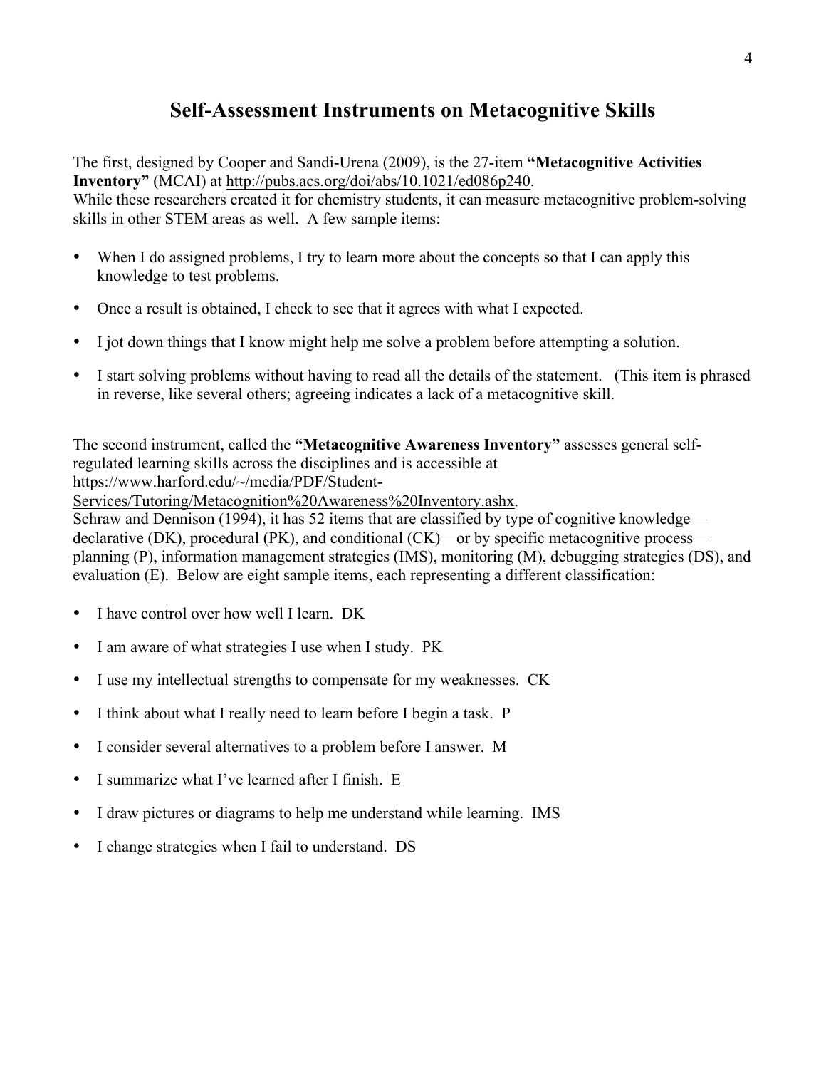# Self-Assessment Instruments on Metacognitive Skills

The first, designed by Cooper and Sandi-Urena (2009), is the 27-item **"Metacognitive Activities Inventory"** (MCAI) at http://pubs.acs.org/doi/abs/10.1021/ed086p240.
While these researchers created it for chemistry students, it can measure metacognitive problem-solving skills in other STEM areas as well. A few sample items:

- When I do assigned problems, I try to learn more about the concepts so that I can apply this knowledge to test problems.
- Once a result is obtained, I check to see that it agrees with what I expected.
- I jot down things that I know might help me solve a problem before attempting a solution.
- I start solving problems without having to read all the details of the statement. (This item is phrased in reverse, like several others; agreeing indicates a lack of a metacognitive skill.

The second instrument, called the **"Metacognitive Awareness Inventory"** assesses general self-regulated learning skills across the disciplines and is accessible at https://www.harford.edu/~/media/PDF/Student-Services/Tutoring/Metacognition%20Awareness%20Inventory.ashx.
Schraw and Dennison (1994), it has 52 items that are classified by type of cognitive knowledge—declarative (DK), procedural (PK), and conditional (CK)—or by specific metacognitive process—planning (P), information management strategies (IMS), monitoring (M), debugging strategies (DS), and evaluation (E). Below are eight sample items, each representing a different classification:

- I have control over how well I learn. DK
- I am aware of what strategies I use when I study. PK
- I use my intellectual strengths to compensate for my weaknesses. CK
- I think about what I really need to learn before I begin a task. P
- I consider several alternatives to a problem before I answer. M
- I summarize what I've learned after I finish. E
- I draw pictures or diagrams to help me understand while learning. IMS
- I change strategies when I fail to understand. DS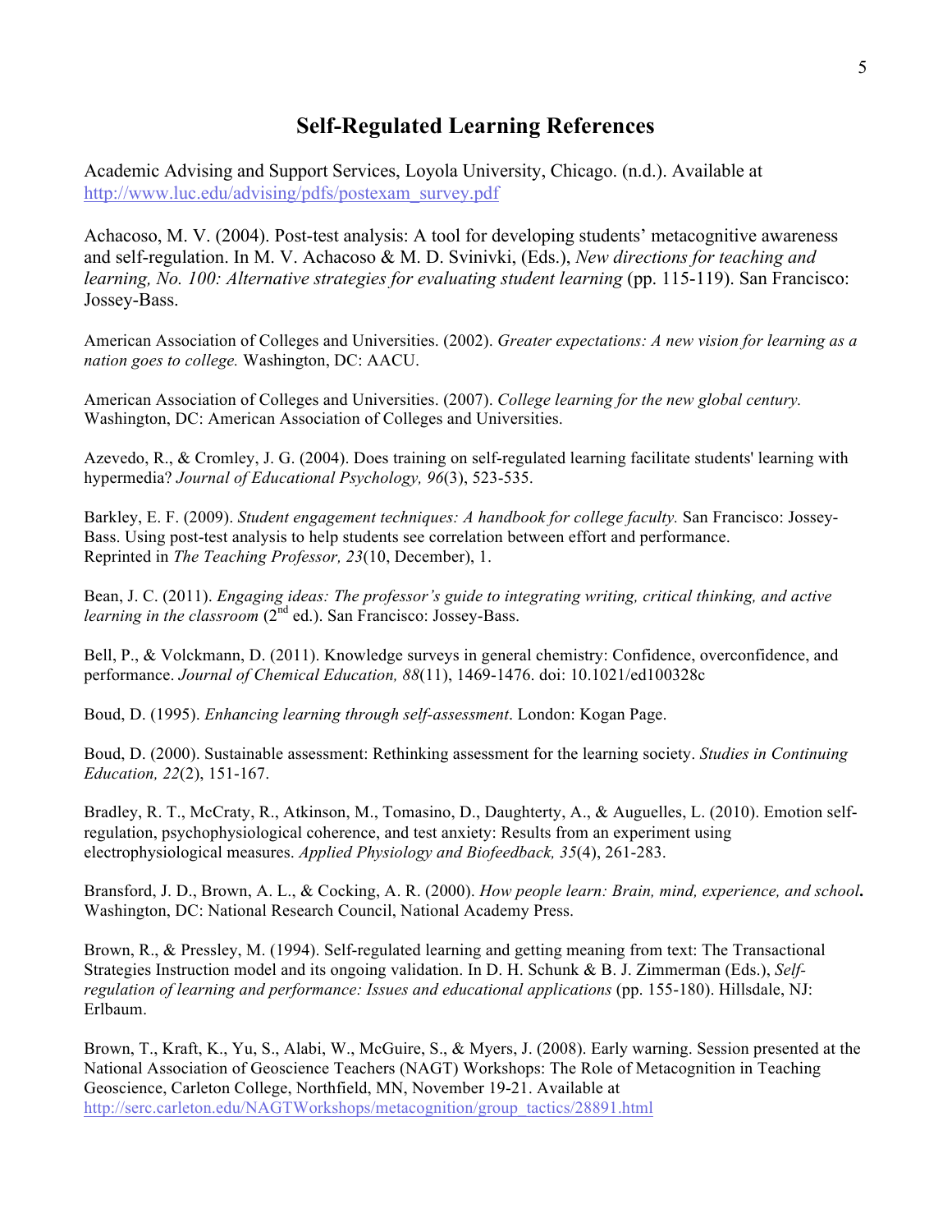# Self-Regulated Learning References

Academic Advising and Support Services, Loyola University, Chicago. (n.d.). Available at http://www.luc.edu/advising/pdfs/postexam_survey.pdf

Achacoso, M. V. (2004). Post-test analysis: A tool for developing students' metacognitive awareness and self-regulation. In M. V. Achacoso & M. D. Svinivki, (Eds.), *New directions for teaching and learning, No. 100: Alternative strategies for evaluating student learning* (pp. 115-119). San Francisco: Jossey-Bass.

American Association of Colleges and Universities. (2002). *Greater expectations: A new vision for learning as a nation goes to college.* Washington, DC: AACU.

American Association of Colleges and Universities. (2007). *College learning for the new global century.* Washington, DC: American Association of Colleges and Universities.

Azevedo, R., & Cromley, J. G. (2004). Does training on self-regulated learning facilitate students' learning with hypermedia? *Journal of Educational Psychology, 96*(3), 523-535.

Barkley, E. F. (2009). *Student engagement techniques: A handbook for college faculty.* San Francisco: Jossey-Bass. Using post-test analysis to help students see correlation between effort and performance. Reprinted in *The Teaching Professor, 23*(10, December), 1.

Bean, J. C. (2011). *Engaging ideas: The professor's guide to integrating writing, critical thinking, and active learning in the classroom* (2nd ed.). San Francisco: Jossey-Bass.

Bell, P., & Volckmann, D. (2011). Knowledge surveys in general chemistry: Confidence, overconfidence, and performance. *Journal of Chemical Education, 88*(11), 1469-1476. doi: 10.1021/ed100328c

Boud, D. (1995). *Enhancing learning through self-assessment*. London: Kogan Page.

Boud, D. (2000). Sustainable assessment: Rethinking assessment for the learning society. *Studies in Continuing Education, 22*(2), 151-167.

Bradley, R. T., McCraty, R., Atkinson, M., Tomasino, D., Daughterty, A., & Auguelles, L. (2010). Emotion self-regulation, psychophysiological coherence, and test anxiety: Results from an experiment using electrophysiological measures. *Applied Physiology and Biofeedback, 35*(4), 261-283.

Bransford, J. D., Brown, A. L., & Cocking, A. R. (2000). *How people learn: Brain, mind, experience, and school***.** Washington, DC: National Research Council, National Academy Press.

Brown, R., & Pressley, M. (1994). Self-regulated learning and getting meaning from text: The Transactional Strategies Instruction model and its ongoing validation. In D. H. Schunk & B. J. Zimmerman (Eds.), *Self-regulation of learning and performance: Issues and educational applications* (pp. 155-180). Hillsdale, NJ: Erlbaum.

Brown, T., Kraft, K., Yu, S., Alabi, W., McGuire, S., & Myers, J. (2008). Early warning. Session presented at the National Association of Geoscience Teachers (NAGT) Workshops: The Role of Metacognition in Teaching Geoscience, Carleton College, Northfield, MN, November 19-21. Available at http://serc.carleton.edu/NAGTWorkshops/metacognition/group_tactics/28891.html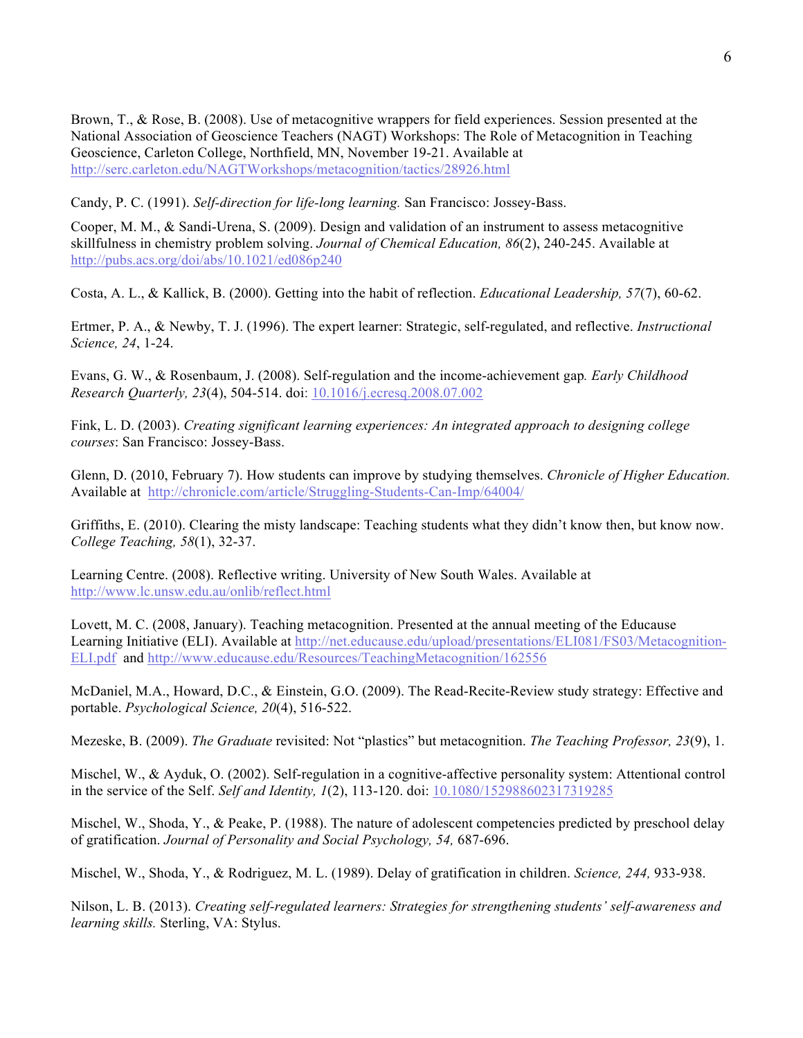Brown, T., & Rose, B. (2008). Use of metacognitive wrappers for field experiences. Session presented at the National Association of Geoscience Teachers (NAGT) Workshops: The Role of Metacognition in Teaching Geoscience, Carleton College, Northfield, MN, November 19-21. Available at http://serc.carleton.edu/NAGTWorkshops/metacognition/tactics/28926.html

Candy, P. C. (1991). *Self-direction for life-long learning.* San Francisco: Jossey-Bass.

Cooper, M. M., & Sandi-Urena, S. (2009). Design and validation of an instrument to assess metacognitive skillfulness in chemistry problem solving. *Journal of Chemical Education, 86*(2), 240-245. Available at http://pubs.acs.org/doi/abs/10.1021/ed086p240

Costa, A. L., & Kallick, B. (2000). Getting into the habit of reflection. *Educational Leadership, 57*(7), 60-62.

Ertmer, P. A., & Newby, T. J. (1996). The expert learner: Strategic, self-regulated, and reflective. *Instructional Science, 24*, 1-24.

Evans, G. W., & Rosenbaum, J. (2008). Self-regulation and the income-achievement gap*. Early Childhood Research Quarterly, 23*(4), 504-514. doi: 10.1016/j.ecresq.2008.07.002

Fink, L. D. (2003). *Creating significant learning experiences: An integrated approach to designing college courses*: San Francisco: Jossey-Bass.

Glenn, D. (2010, February 7). How students can improve by studying themselves. *Chronicle of Higher Education.* Available at http://chronicle.com/article/Struggling-Students-Can-Imp/64004/

Griffiths, E. (2010). Clearing the misty landscape: Teaching students what they didn't know then, but know now. *College Teaching, 58*(1), 32-37.

Learning Centre. (2008). Reflective writing. University of New South Wales. Available at http://www.lc.unsw.edu.au/onlib/reflect.html

Lovett, M. C. (2008, January). Teaching metacognition. Presented at the annual meeting of the Educause Learning Initiative (ELI). Available at http://net.educause.edu/upload/presentations/ELI081/FS03/Metacognition-ELI.pdf and http://www.educause.edu/Resources/TeachingMetacognition/162556

McDaniel, M.A., Howard, D.C., & Einstein, G.O. (2009). The Read-Recite-Review study strategy: Effective and portable. *Psychological Science, 20*(4), 516-522.

Mezeske, B. (2009). *The Graduate* revisited: Not "plastics" but metacognition. *The Teaching Professor, 23*(9), 1.

Mischel, W., & Ayduk, O. (2002). Self-regulation in a cognitive-affective personality system: Attentional control in the service of the Self. *Self and Identity, 1*(2), 113-120. doi: 10.1080/152988602317319285

Mischel, W., Shoda, Y., & Peake, P. (1988). The nature of adolescent competencies predicted by preschool delay of gratification. *Journal of Personality and Social Psychology, 54,* 687-696.

Mischel, W., Shoda, Y., & Rodriguez, M. L. (1989). Delay of gratification in children. *Science, 244,* 933-938.

Nilson, L. B. (2013). *Creating self-regulated learners: Strategies for strengthening students' self-awareness and learning skills.* Sterling, VA: Stylus.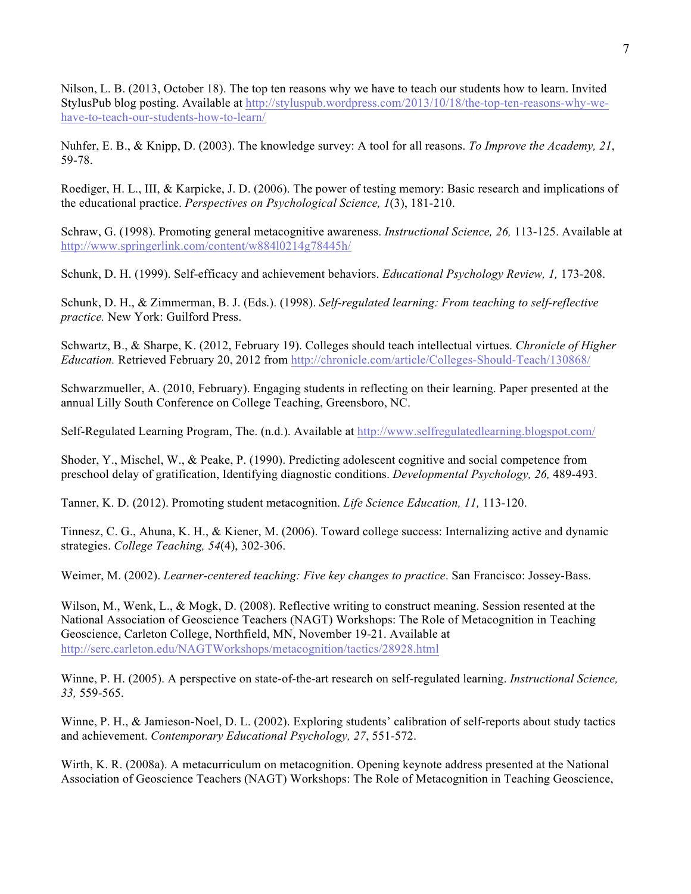Nilson, L. B. (2013, October 18). The top ten reasons why we have to teach our students how to learn. Invited StylusPub blog posting. Available at http://styluspub.wordpress.com/2013/10/18/the-top-ten-reasons-why-we-have-to-teach-our-students-how-to-learn/

Nuhfer, E. B., & Knipp, D. (2003). The knowledge survey: A tool for all reasons. *To Improve the Academy, 21*, 59-78.

Roediger, H. L., III, & Karpicke, J. D. (2006). The power of testing memory: Basic research and implications of the educational practice. *Perspectives on Psychological Science, 1*(3), 181-210.

Schraw, G. (1998). Promoting general metacognitive awareness. *Instructional Science, 26,* 113-125. Available at http://www.springerlink.com/content/w884l0214g78445h/

Schunk, D. H. (1999). Self-efficacy and achievement behaviors. *Educational Psychology Review, 1,* 173-208.

Schunk, D. H., & Zimmerman, B. J. (Eds.). (1998). *Self-regulated learning: From teaching to self-reflective practice.* New York: Guilford Press.

Schwartz, B., & Sharpe, K. (2012, February 19). Colleges should teach intellectual virtues. *Chronicle of Higher Education.* Retrieved February 20, 2012 from http://chronicle.com/article/Colleges-Should-Teach/130868/

Schwarzmueller, A. (2010, February). Engaging students in reflecting on their learning. Paper presented at the annual Lilly South Conference on College Teaching, Greensboro, NC.

Self-Regulated Learning Program, The. (n.d.). Available at http://www.selfregulatedlearning.blogspot.com/

Shoder, Y., Mischel, W., & Peake, P. (1990). Predicting adolescent cognitive and social competence from preschool delay of gratification, Identifying diagnostic conditions. *Developmental Psychology, 26,* 489-493.

Tanner, K. D. (2012). Promoting student metacognition. *Life Science Education, 11,* 113-120.

Tinnesz, C. G., Ahuna, K. H., & Kiener, M. (2006). Toward college success: Internalizing active and dynamic strategies. *College Teaching, 54*(4), 302-306.

Weimer, M. (2002). *Learner-centered teaching: Five key changes to practice*. San Francisco: Jossey-Bass.

Wilson, M., Wenk, L., & Mogk, D. (2008). Reflective writing to construct meaning. Session resented at the National Association of Geoscience Teachers (NAGT) Workshops: The Role of Metacognition in Teaching Geoscience, Carleton College, Northfield, MN, November 19-21. Available at http://serc.carleton.edu/NAGTWorkshops/metacognition/tactics/28928.html

Winne, P. H. (2005). A perspective on state-of-the-art research on self-regulated learning. *Instructional Science, 33,* 559-565.

Winne, P. H., & Jamieson-Noel, D. L. (2002). Exploring students' calibration of self-reports about study tactics and achievement. *Contemporary Educational Psychology, 27*, 551-572.

Wirth, K. R. (2008a). A metacurriculum on metacognition. Opening keynote address presented at the National Association of Geoscience Teachers (NAGT) Workshops: The Role of Metacognition in Teaching Geoscience,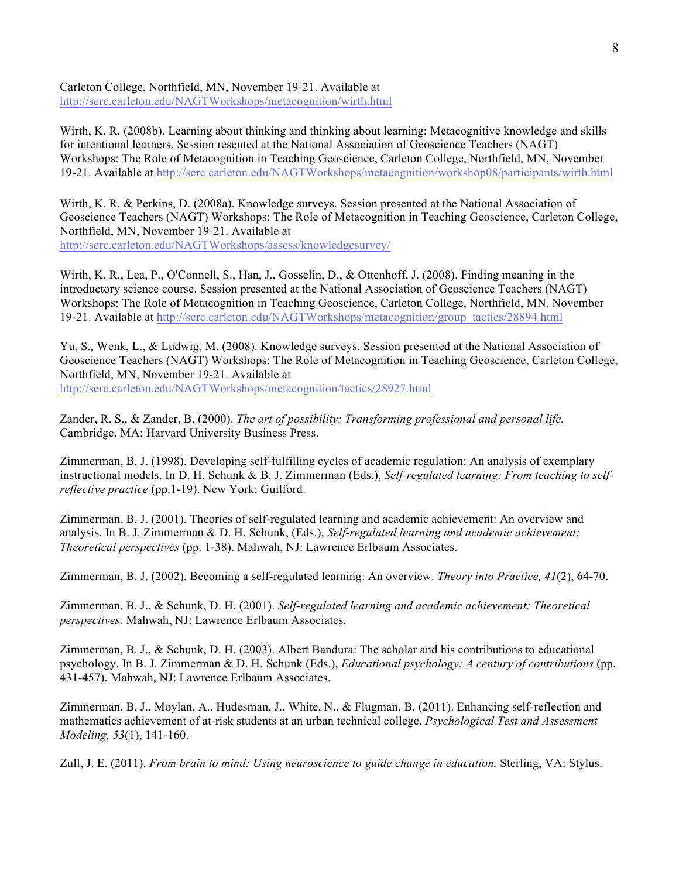Carleton College, Northfield, MN, November 19-21. Available at http://serc.carleton.edu/NAGTWorkshops/metacognition/wirth.html

Wirth, K. R. (2008b). Learning about thinking and thinking about learning: Metacognitive knowledge and skills for intentional learners. Session resented at the National Association of Geoscience Teachers (NAGT) Workshops: The Role of Metacognition in Teaching Geoscience, Carleton College, Northfield, MN, November 19-21. Available at http://serc.carleton.edu/NAGTWorkshops/metacognition/workshop08/participants/wirth.html

Wirth, K. R. & Perkins, D. (2008a). Knowledge surveys. Session presented at the National Association of Geoscience Teachers (NAGT) Workshops: The Role of Metacognition in Teaching Geoscience, Carleton College, Northfield, MN, November 19-21. Available at http://serc.carleton.edu/NAGTWorkshops/assess/knowledgesurvey/

Wirth, K. R., Lea, P., O'Connell, S., Han, J., Gosselin, D., & Ottenhoff, J. (2008). Finding meaning in the introductory science course. Session presented at the National Association of Geoscience Teachers (NAGT) Workshops: The Role of Metacognition in Teaching Geoscience, Carleton College, Northfield, MN, November 19-21. Available at http://serc.carleton.edu/NAGTWorkshops/metacognition/group_tactics/28894.html

Yu, S., Wenk, L., & Ludwig, M. (2008). Knowledge surveys. Session presented at the National Association of Geoscience Teachers (NAGT) Workshops: The Role of Metacognition in Teaching Geoscience, Carleton College, Northfield, MN, November 19-21. Available at http://serc.carleton.edu/NAGTWorkshops/metacognition/tactics/28927.html

Zander, R. S., & Zander, B. (2000). *The art of possibility: Transforming professional and personal life.* Cambridge, MA: Harvard University Business Press.

Zimmerman, B. J. (1998). Developing self-fulfilling cycles of academic regulation: An analysis of exemplary instructional models. In D. H. Schunk & B. J. Zimmerman (Eds.), *Self-regulated learning: From teaching to self-reflective practice* (pp.1-19). New York: Guilford.

Zimmerman, B. J. (2001). Theories of self-regulated learning and academic achievement: An overview and analysis. In B. J. Zimmerman & D. H. Schunk, (Eds.), *Self-regulated learning and academic achievement: Theoretical perspectives* (pp. 1-38). Mahwah, NJ: Lawrence Erlbaum Associates.

Zimmerman, B. J. (2002). Becoming a self-regulated learning: An overview. *Theory into Practice, 41*(2), 64-70.

Zimmerman, B. J., & Schunk, D. H. (2001). *Self-regulated learning and academic achievement: Theoretical perspectives.* Mahwah, NJ: Lawrence Erlbaum Associates.

Zimmerman, B. J., & Schunk, D. H. (2003). Albert Bandura: The scholar and his contributions to educational psychology. In B. J. Zimmerman & D. H. Schunk (Eds.), *Educational psychology: A century of contributions* (pp. 431-457). Mahwah, NJ: Lawrence Erlbaum Associates.

Zimmerman, B. J., Moylan, A., Hudesman, J., White, N., & Flugman, B. (2011). Enhancing self-reflection and mathematics achievement of at-risk students at an urban technical college. *Psychological Test and Assessment Modeling, 53*(1), 141-160.

Zull, J. E. (2011). *From brain to mind: Using neuroscience to guide change in education.* Sterling, VA: Stylus.